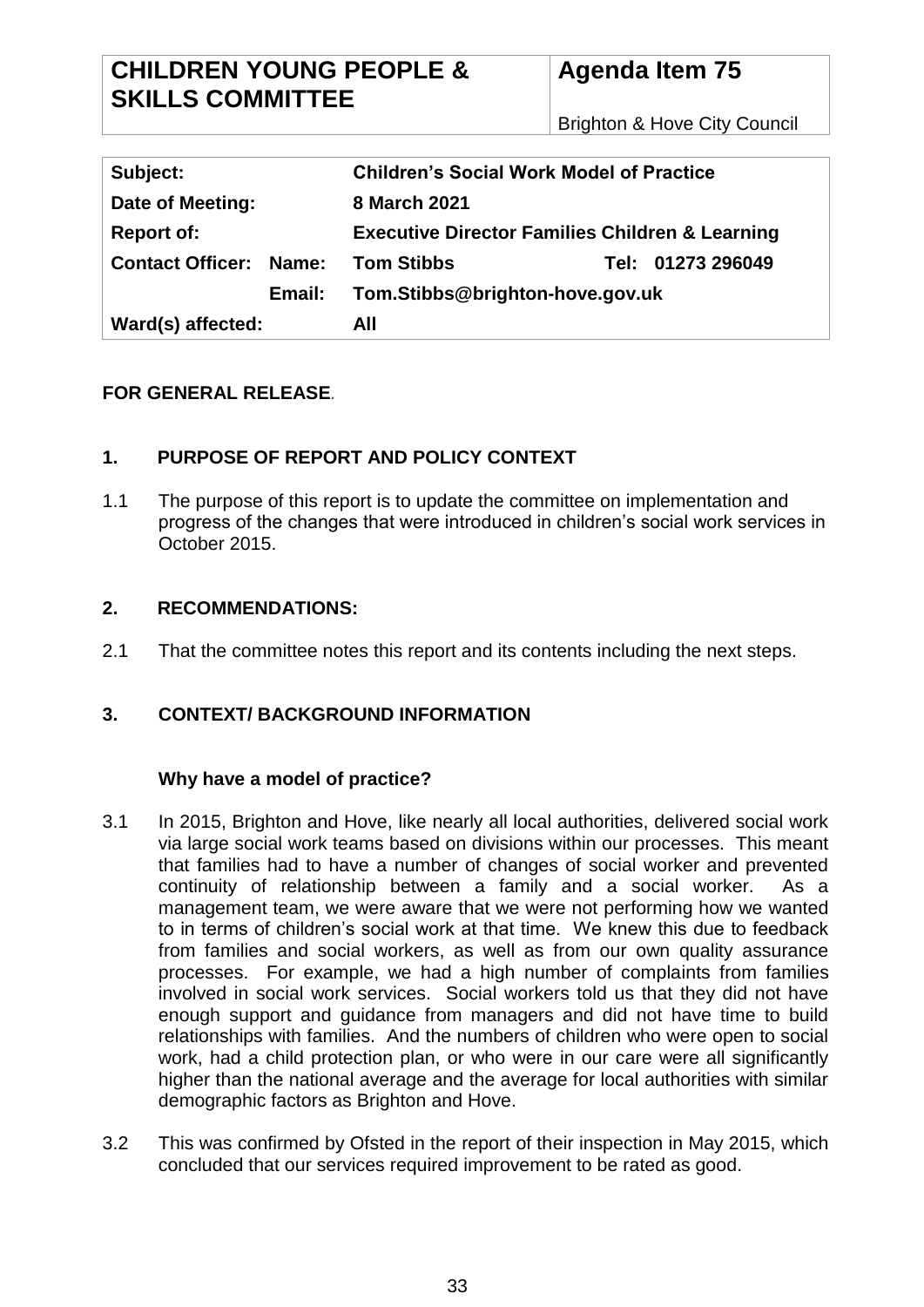| CHILDREN YOUNG PEOPLE & SKILLS COMMITTEE | Agenda Item 75 |
|---|---|
| | Brighton & Hove City Council |

| | | | |
|---|---|---|---|
| **Subject:** | **Children's Social Work Model of Practice** | | |
| **Date of Meeting:** | **8 March 2021** | | |
| **Report of:** | **Executive Director Families Children & Learning** | | |
| **Contact Officer: Name:** | **Tom Stibbs** | **Tel:** | **01273 296049** |
| **Email:** | **Tom.Stibbs@brighton-hove.gov.uk** | | |
| **Ward(s) affected:** | **All** | | |

**FOR GENERAL RELEASE.**

## 1. PURPOSE OF REPORT AND POLICY CONTEXT

1.1 The purpose of this report is to update the committee on implementation and progress of the changes that were introduced in children's social work services in October 2015.

## 2. RECOMMENDATIONS:

2.1 That the committee notes this report and its contents including the next steps.

## 3. CONTEXT/ BACKGROUND INFORMATION

### Why have a model of practice?

3.1 In 2015, Brighton and Hove, like nearly all local authorities, delivered social work via large social work teams based on divisions within our processes. This meant that families had to have a number of changes of social worker and prevented continuity of relationship between a family and a social worker. As a management team, we were aware that we were not performing how we wanted to in terms of children's social work at that time. We knew this due to feedback from families and social workers, as well as from our own quality assurance processes. For example, we had a high number of complaints from families involved in social work services. Social workers told us that they did not have enough support and guidance from managers and did not have time to build relationships with families. And the numbers of children who were open to social work, had a child protection plan, or who were in our care were all significantly higher than the national average and the average for local authorities with similar demographic factors as Brighton and Hove.

3.2 This was confirmed by Ofsted in the report of their inspection in May 2015, which concluded that our services required improvement to be rated as good.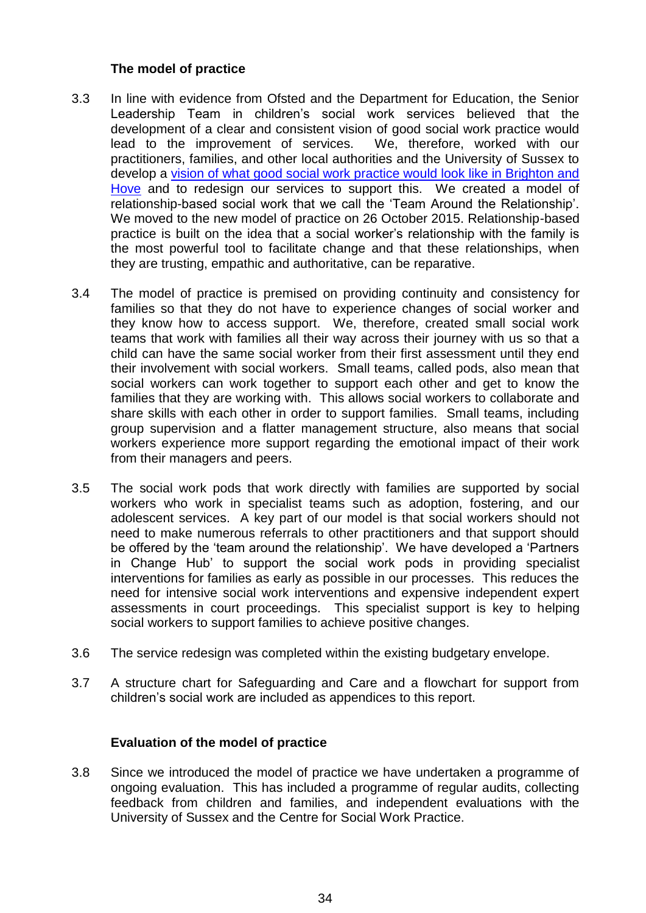**The model of practice**

3.3 In line with evidence from Ofsted and the Department for Education, the Senior Leadership Team in children's social work services believed that the development of a clear and consistent vision of good social work practice would lead to the improvement of services. We, therefore, worked with our practitioners, families, and other local authorities and the University of Sussex to develop a vision of what good social work practice would look like in Brighton and Hove and to redesign our services to support this. We created a model of relationship-based social work that we call the 'Team Around the Relationship'. We moved to the new model of practice on 26 October 2015. Relationship-based practice is built on the idea that a social worker's relationship with the family is the most powerful tool to facilitate change and that these relationships, when they are trusting, empathic and authoritative, can be reparative.

3.4 The model of practice is premised on providing continuity and consistency for families so that they do not have to experience changes of social worker and they know how to access support. We, therefore, created small social work teams that work with families all their way across their journey with us so that a child can have the same social worker from their first assessment until they end their involvement with social workers. Small teams, called pods, also mean that social workers can work together to support each other and get to know the families that they are working with. This allows social workers to collaborate and share skills with each other in order to support families. Small teams, including group supervision and a flatter management structure, also means that social workers experience more support regarding the emotional impact of their work from their managers and peers.

3.5 The social work pods that work directly with families are supported by social workers who work in specialist teams such as adoption, fostering, and our adolescent services. A key part of our model is that social workers should not need to make numerous referrals to other practitioners and that support should be offered by the 'team around the relationship'. We have developed a 'Partners in Change Hub' to support the social work pods in providing specialist interventions for families as early as possible in our processes. This reduces the need for intensive social work interventions and expensive independent expert assessments in court proceedings. This specialist support is key to helping social workers to support families to achieve positive changes.

3.6 The service redesign was completed within the existing budgetary envelope.

3.7 A structure chart for Safeguarding and Care and a flowchart for support from children's social work are included as appendices to this report.

**Evaluation of the model of practice**

3.8 Since we introduced the model of practice we have undertaken a programme of ongoing evaluation. This has included a programme of regular audits, collecting feedback from children and families, and independent evaluations with the University of Sussex and the Centre for Social Work Practice.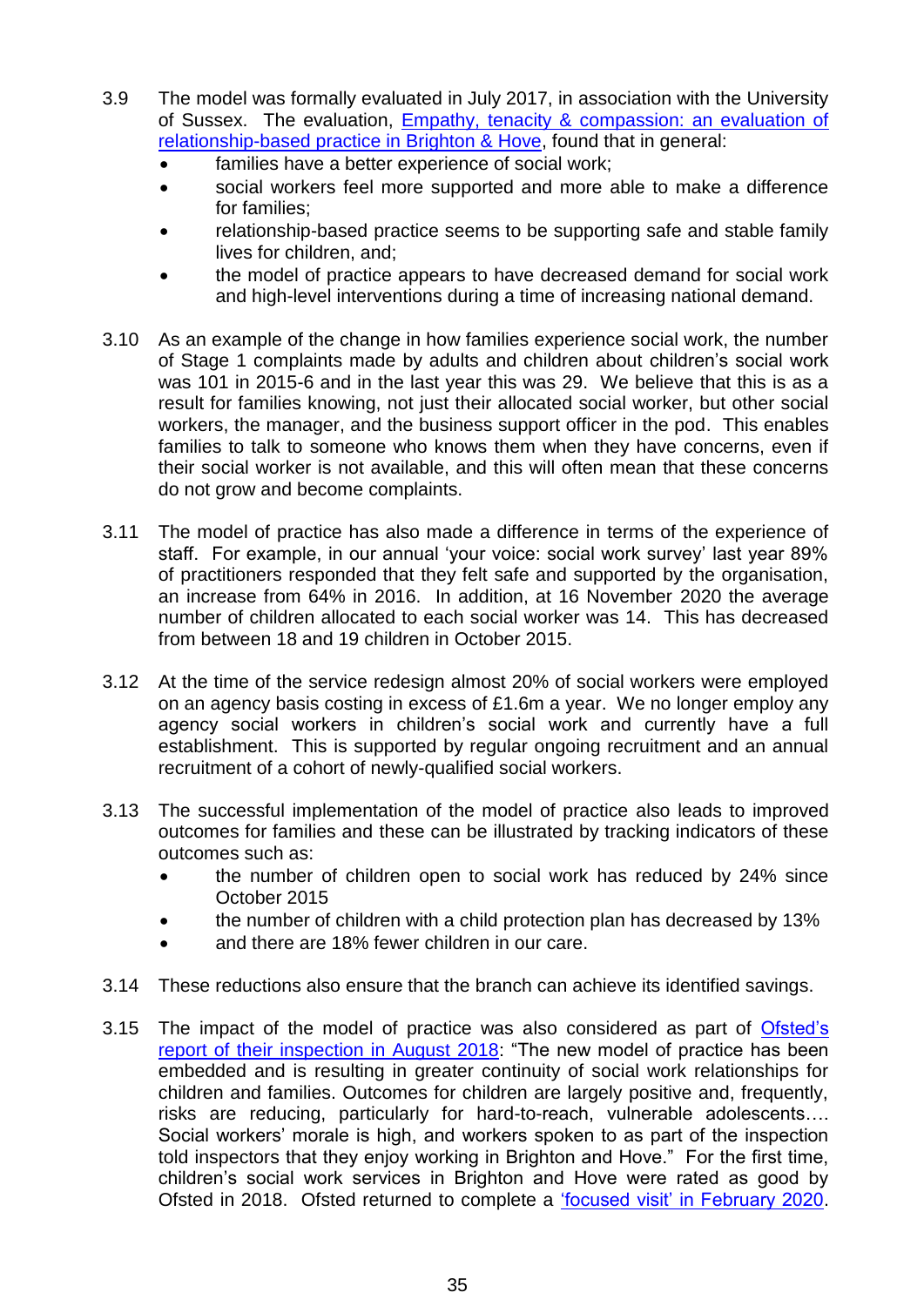3.9 The model was formally evaluated in July 2017, in association with the University of Sussex. The evaluation, [Empathy, tenacity & compassion: an evaluation of relationship-based practice in Brighton & Hove](), found that in general:

- families have a better experience of social work;
- social workers feel more supported and more able to make a difference for families;
- relationship-based practice seems to be supporting safe and stable family lives for children, and;
- the model of practice appears to have decreased demand for social work and high-level interventions during a time of increasing national demand.

3.10 As an example of the change in how families experience social work, the number of Stage 1 complaints made by adults and children about children's social work was 101 in 2015-6 and in the last year this was 29. We believe that this is as a result for families knowing, not just their allocated social worker, but other social workers, the manager, and the business support officer in the pod. This enables families to talk to someone who knows them when they have concerns, even if their social worker is not available, and this will often mean that these concerns do not grow and become complaints.

3.11 The model of practice has also made a difference in terms of the experience of staff. For example, in our annual 'your voice: social work survey' last year 89% of practitioners responded that they felt safe and supported by the organisation, an increase from 64% in 2016. In addition, at 16 November 2020 the average number of children allocated to each social worker was 14. This has decreased from between 18 and 19 children in October 2015.

3.12 At the time of the service redesign almost 20% of social workers were employed on an agency basis costing in excess of £1.6m a year. We no longer employ any agency social workers in children's social work and currently have a full establishment. This is supported by regular ongoing recruitment and an annual recruitment of a cohort of newly-qualified social workers.

3.13 The successful implementation of the model of practice also leads to improved outcomes for families and these can be illustrated by tracking indicators of these outcomes such as:

- the number of children open to social work has reduced by 24% since October 2015
- the number of children with a child protection plan has decreased by 13%
- and there are 18% fewer children in our care.

3.14 These reductions also ensure that the branch can achieve its identified savings.

3.15 The impact of the model of practice was also considered as part of [Ofsted's report of their inspection in August 2018](): "The new model of practice has been embedded and is resulting in greater continuity of social work relationships for children and families. Outcomes for children are largely positive and, frequently, risks are reducing, particularly for hard-to-reach, vulnerable adolescents…. Social workers' morale is high, and workers spoken to as part of the inspection told inspectors that they enjoy working in Brighton and Hove." For the first time, children's social work services in Brighton and Hove were rated as good by Ofsted in 2018. Ofsted returned to complete a ['focused visit' in February 2020]().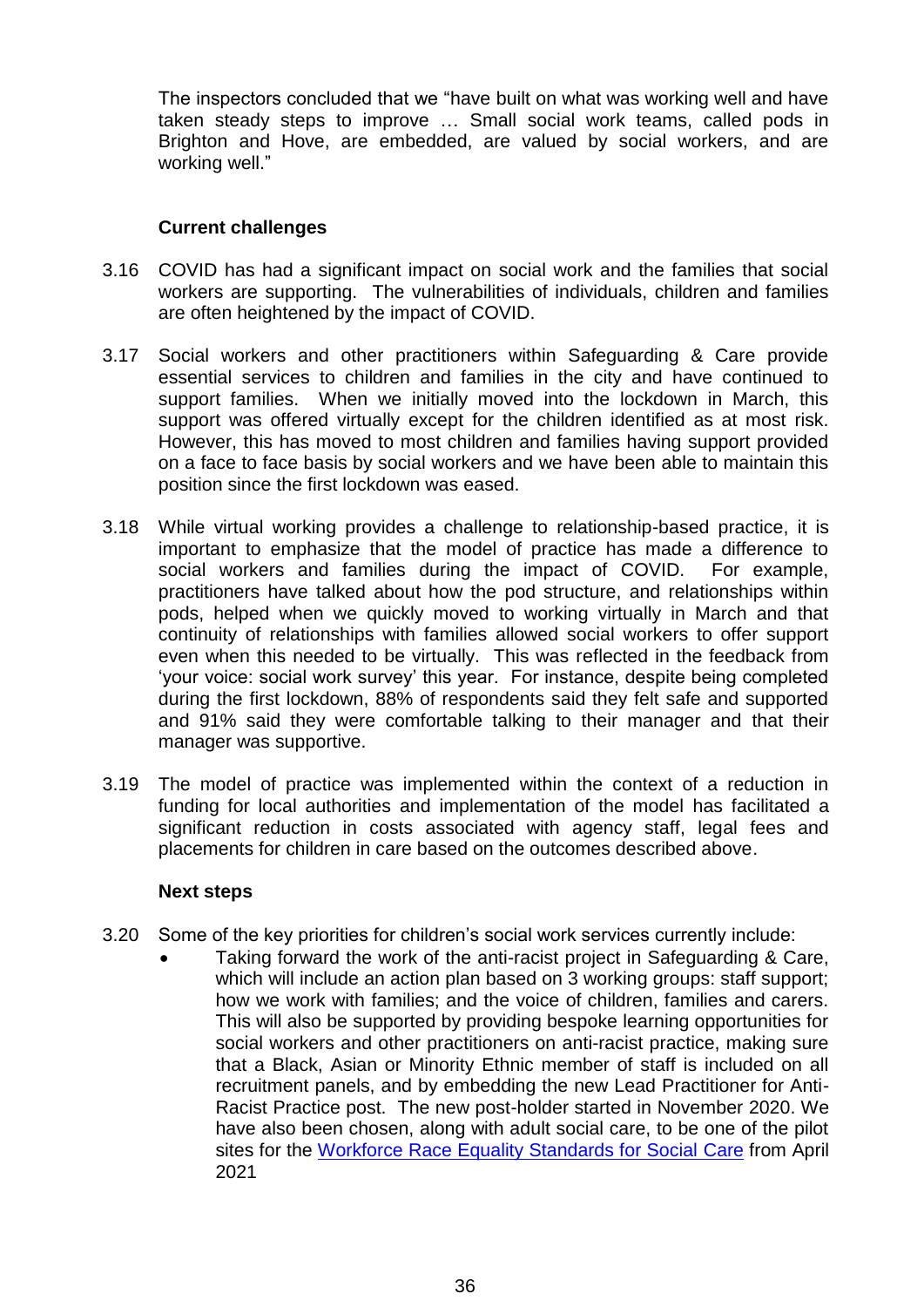The inspectors concluded that we "have built on what was working well and have taken steady steps to improve … Small social work teams, called pods in Brighton and Hove, are embedded, are valued by social workers, and are working well."

**Current challenges**

3.16 COVID has had a significant impact on social work and the families that social workers are supporting. The vulnerabilities of individuals, children and families are often heightened by the impact of COVID.

3.17 Social workers and other practitioners within Safeguarding & Care provide essential services to children and families in the city and have continued to support families. When we initially moved into the lockdown in March, this support was offered virtually except for the children identified as at most risk. However, this has moved to most children and families having support provided on a face to face basis by social workers and we have been able to maintain this position since the first lockdown was eased.

3.18 While virtual working provides a challenge to relationship-based practice, it is important to emphasize that the model of practice has made a difference to social workers and families during the impact of COVID. For example, practitioners have talked about how the pod structure, and relationships within pods, helped when we quickly moved to working virtually in March and that continuity of relationships with families allowed social workers to offer support even when this needed to be virtually. This was reflected in the feedback from 'your voice: social work survey' this year. For instance, despite being completed during the first lockdown, 88% of respondents said they felt safe and supported and 91% said they were comfortable talking to their manager and that their manager was supportive.

3.19 The model of practice was implemented within the context of a reduction in funding for local authorities and implementation of the model has facilitated a significant reduction in costs associated with agency staff, legal fees and placements for children in care based on the outcomes described above.

**Next steps**

3.20 Some of the key priorities for children's social work services currently include:

- Taking forward the work of the anti-racist project in Safeguarding & Care, which will include an action plan based on 3 working groups: staff support; how we work with families; and the voice of children, families and carers. This will also be supported by providing bespoke learning opportunities for social workers and other practitioners on anti-racist practice, making sure that a Black, Asian or Minority Ethnic member of staff is included on all recruitment panels, and by embedding the new Lead Practitioner for Anti-Racist Practice post. The new post-holder started in November 2020. We have also been chosen, along with adult social care, to be one of the pilot sites for the Workforce Race Equality Standards for Social Care from April 2021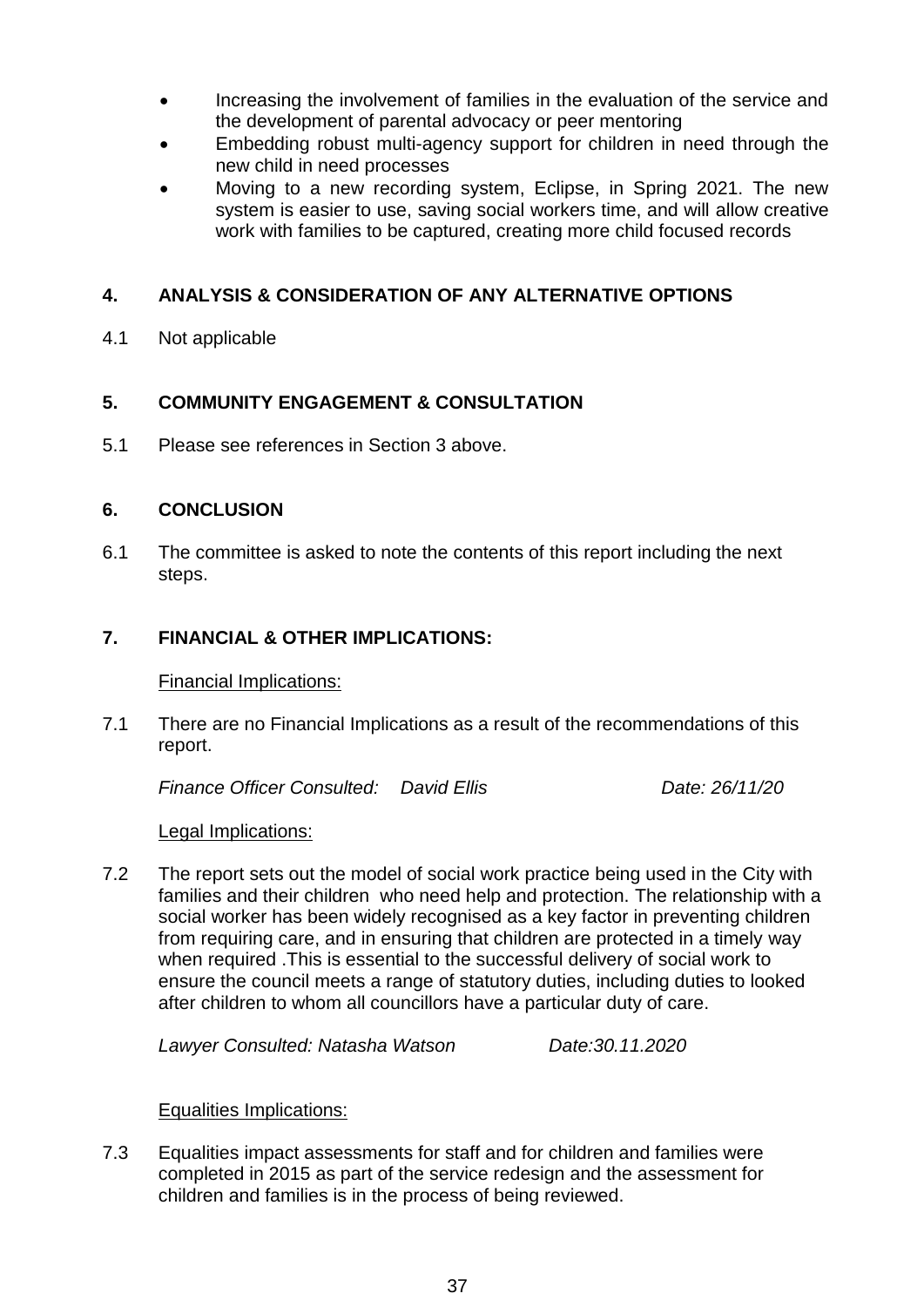- Increasing the involvement of families in the evaluation of the service and the development of parental advocacy or peer mentoring
- Embedding robust multi-agency support for children in need through the new child in need processes
- Moving to a new recording system, Eclipse, in Spring 2021. The new system is easier to use, saving social workers time, and will allow creative work with families to be captured, creating more child focused records

## 4. ANALYSIS & CONSIDERATION OF ANY ALTERNATIVE OPTIONS

4.1 Not applicable

## 5. COMMUNITY ENGAGEMENT & CONSULTATION

5.1 Please see references in Section 3 above.

## 6. CONCLUSION

6.1 The committee is asked to note the contents of this report including the next steps.

## 7. FINANCIAL & OTHER IMPLICATIONS:

Financial Implications:

7.1 There are no Financial Implications as a result of the recommendations of this report.

*Finance Officer Consulted: David Ellis Date: 26/11/20*

Legal Implications:

7.2 The report sets out the model of social work practice being used in the City with families and their children who need help and protection. The relationship with a social worker has been widely recognised as a key factor in preventing children from requiring care, and in ensuring that children are protected in a timely way when required .This is essential to the successful delivery of social work to ensure the council meets a range of statutory duties, including duties to looked after children to whom all councillors have a particular duty of care.

*Lawyer Consulted: Natasha Watson Date:30.11.2020*

Equalities Implications:

7.3 Equalities impact assessments for staff and for children and families were completed in 2015 as part of the service redesign and the assessment for children and families is in the process of being reviewed.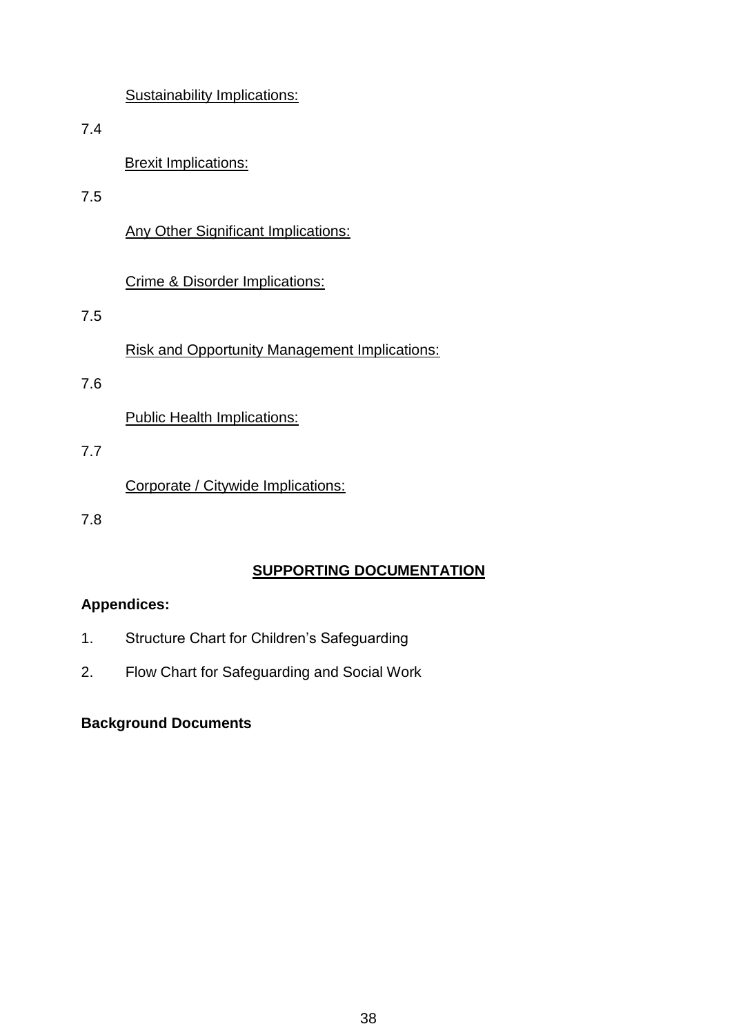Sustainability Implications:

7.4

Brexit Implications:

7.5

Any Other Significant Implications:

Crime & Disorder Implications:

7.5

Risk and Opportunity Management Implications:

7.6

Public Health Implications:

7.7

Corporate / Citywide Implications:

7.8

## SUPPORTING DOCUMENTATION

**Appendices:**

1. Structure Chart for Children's Safeguarding
2. Flow Chart for Safeguarding and Social Work

**Background Documents**